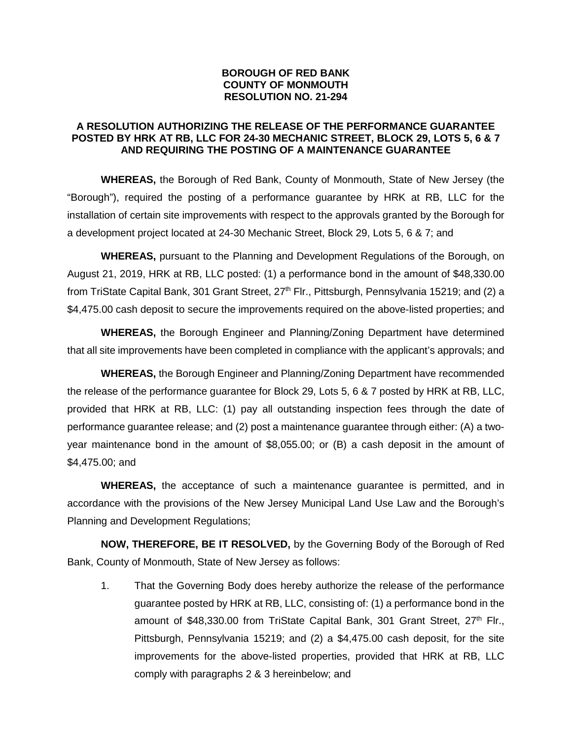**BOROUGH OF RED BANK**
**COUNTY OF MONMOUTH**
**RESOLUTION NO. 21-294**

**A RESOLUTION AUTHORIZING THE RELEASE OF THE PERFORMANCE GUARANTEE POSTED BY HRK AT RB, LLC FOR 24-30 MECHANIC STREET, BLOCK 29, LOTS 5, 6 & 7 AND REQUIRING THE POSTING OF A MAINTENANCE GUARANTEE**

**WHEREAS,** the Borough of Red Bank, County of Monmouth, State of New Jersey (the "Borough"), required the posting of a performance guarantee by HRK at RB, LLC for the installation of certain site improvements with respect to the approvals granted by the Borough for a development project located at 24-30 Mechanic Street, Block 29, Lots 5, 6 & 7; and

**WHEREAS,** pursuant to the Planning and Development Regulations of the Borough, on August 21, 2019, HRK at RB, LLC posted: (1) a performance bond in the amount of $48,330.00 from TriState Capital Bank, 301 Grant Street, 27th Flr., Pittsburgh, Pennsylvania 15219; and (2) a $4,475.00 cash deposit to secure the improvements required on the above-listed properties; and

**WHEREAS,** the Borough Engineer and Planning/Zoning Department have determined that all site improvements have been completed in compliance with the applicant's approvals; and

**WHEREAS,** the Borough Engineer and Planning/Zoning Department have recommended the release of the performance guarantee for Block 29, Lots 5, 6 & 7 posted by HRK at RB, LLC, provided that HRK at RB, LLC: (1) pay all outstanding inspection fees through the date of performance guarantee release; and (2) post a maintenance guarantee through either: (A) a two-year maintenance bond in the amount of $8,055.00; or (B) a cash deposit in the amount of $4,475.00; and

**WHEREAS,** the acceptance of such a maintenance guarantee is permitted, and in accordance with the provisions of the New Jersey Municipal Land Use Law and the Borough's Planning and Development Regulations;

**NOW, THEREFORE, BE IT RESOLVED,** by the Governing Body of the Borough of Red Bank, County of Monmouth, State of New Jersey as follows:

1. That the Governing Body does hereby authorize the release of the performance guarantee posted by HRK at RB, LLC, consisting of: (1) a performance bond in the amount of $48,330.00 from TriState Capital Bank, 301 Grant Street, 27th Flr., Pittsburgh, Pennsylvania 15219; and (2) a $4,475.00 cash deposit, for the site improvements for the above-listed properties, provided that HRK at RB, LLC comply with paragraphs 2 & 3 hereinbelow; and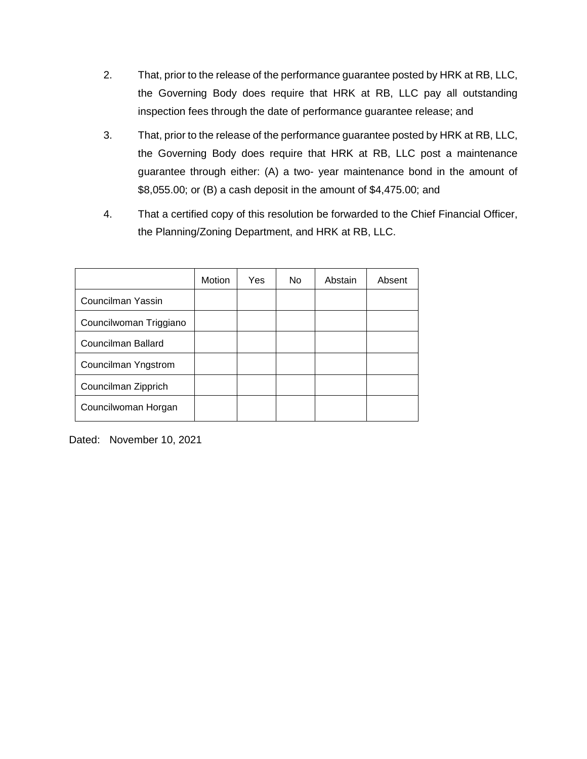2. That, prior to the release of the performance guarantee posted by HRK at RB, LLC, the Governing Body does require that HRK at RB, LLC pay all outstanding inspection fees through the date of performance guarantee release; and

3. That, prior to the release of the performance guarantee posted by HRK at RB, LLC, the Governing Body does require that HRK at RB, LLC post a maintenance guarantee through either: (A) a two- year maintenance bond in the amount of \$8,055.00; or (B) a cash deposit in the amount of \$4,475.00; and

4. That a certified copy of this resolution be forwarded to the Chief Financial Officer, the Planning/Zoning Department, and HRK at RB, LLC.

| | Motion | Yes | No | Abstain | Absent |
|---|---|---|---|---|---|
| Councilman Yassin | | | | | |
| Councilwoman Triggiano | | | | | |
| Councilman Ballard | | | | | |
| Councilman Yngstrom | | | | | |
| Councilman Zipprich | | | | | |
| Councilwoman Horgan | | | | | |

Dated: November 10, 2021